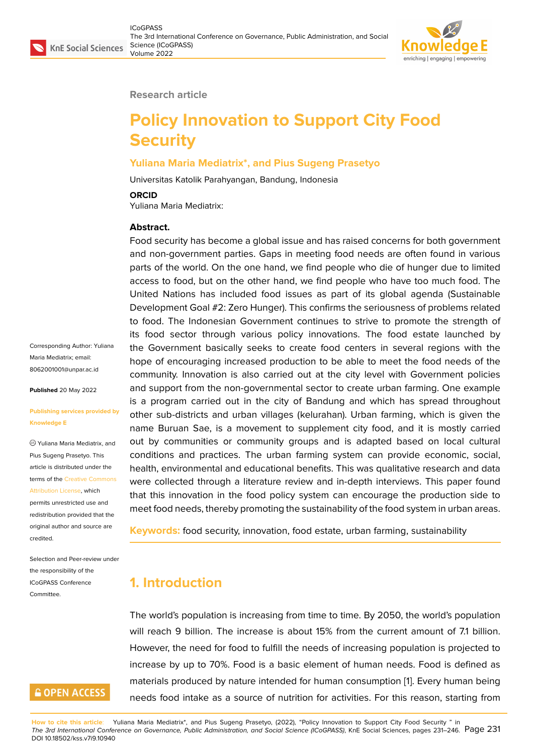Research article

# Policy Innovation to Support City Food Security

**Yuliana Maria Mediatrix*, and Pius Sugeng Prasetyo**

Universitas Katolik Parahyangan, Bandung, Indonesia

**ORCID**

Yuliana Maria Mediatrix:

**Abstract.**

Food security has become a global issue and has raised concerns for both government and non-government parties. Gaps in meeting food needs are often found in various parts of the world. On the one hand, we find people who die of hunger due to limited access to food, but on the other hand, we find people who have too much food. The United Nations has included food issues as part of its global agenda (Sustainable Development Goal #2: Zero Hunger). This confirms the seriousness of problems related to food. The Indonesian Government continues to strive to promote the strength of its food sector through various policy innovations. The food estate launched by the Government basically seeks to create food centers in several regions with the hope of encouraging increased production to be able to meet the food needs of the community. Innovation is also carried out at the city level with Government policies and support from the non-governmental sector to create urban farming. One example is a program carried out in the city of Bandung and which has spread throughout other sub-districts and urban villages (kelurahan). Urban farming, which is given the name Buruan Sae, is a movement to supplement city food, and it is mostly carried out by communities or community groups and is adapted based on local cultural conditions and practices. The urban farming system can provide economic, social, health, environmental and educational benefits. This was qualitative research and data were collected through a literature review and in-depth interviews. This paper found that this innovation in the food policy system can encourage the production side to meet food needs, thereby promoting the sustainability of the food system in urban areas.

**Keywords:** food security, innovation, food estate, urban farming, sustainability

Corresponding Author: Yuliana Maria Mediatrix; email: 8062001001@unpar.ac.id

**Published** 20 May 2022

**Publishing services provided by Knowledge E**

© Yuliana Maria Mediatrix, and Pius Sugeng Prasetyo. This article is distributed under the terms of the Creative Commons Attribution License, which permits unrestricted use and redistribution provided that the original author and source are credited.

Selection and Peer-review under the responsibility of the ICoGPASS Conference Committee.

## 1. Introduction

The world's population is increasing from time to time. By 2050, the world's population will reach 9 billion. The increase is about 15% from the current amount of 7.1 billion. However, the need for food to fulfill the needs of increasing population is projected to increase by up to 70%. Food is a basic element of human needs. Food is defined as materials produced by nature intended for human consumption [1]. Every human being needs food intake as a source of nutrition for activities. For this reason, starting from

**How to cite this article**: Yuliana Maria Mediatrix*, and Pius Sugeng Prasetyo, (2022), "Policy Innovation to Support City Food Security " in *The 3rd International Conference on Governance, Public Administration, and Social Science (ICoGPASS)*, KnE Social Sciences, pages 231–246. DOI 10.18502/kss.v7i9.10940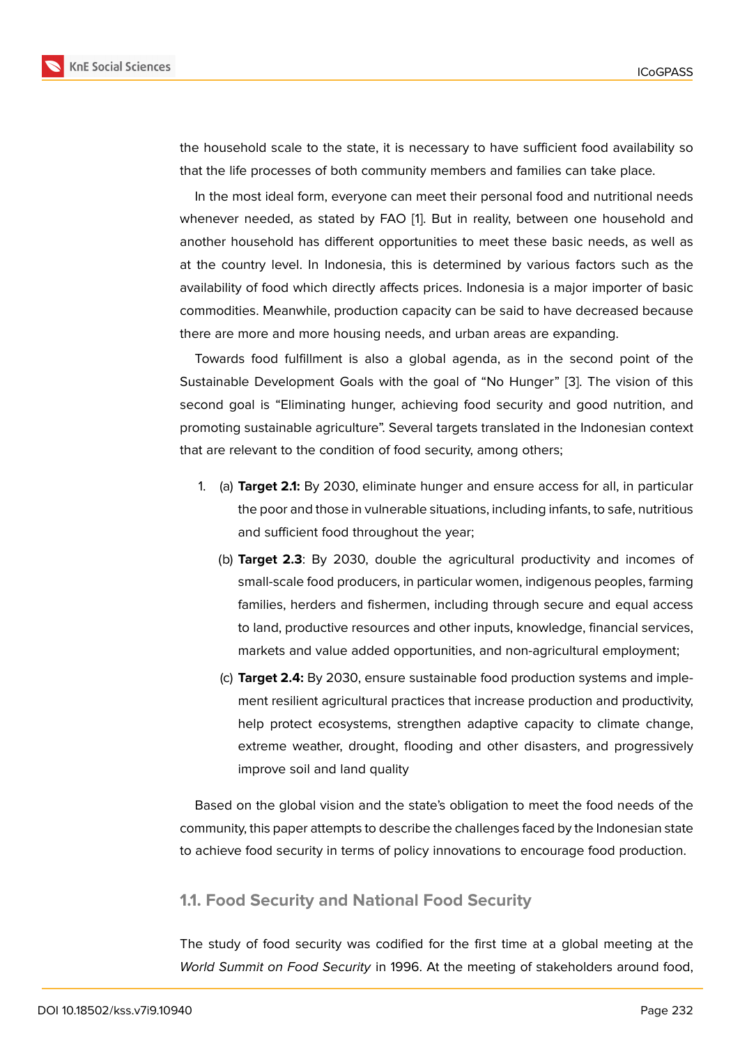the household scale to the state, it is necessary to have sufficient food availability so that the life processes of both community members and families can take place.

In the most ideal form, everyone can meet their personal food and nutritional needs whenever needed, as stated by FAO [1]. But in reality, between one household and another household has different opportunities to meet these basic needs, as well as at the country level. In Indonesia, this is determined by various factors such as the availability of food which directly affects prices. Indonesia is a major importer of basic commodities. Meanwhile, production capacity can be said to have decreased because there are more and more housing needs, and urban areas are expanding.

Towards food fulfillment is also a global agenda, as in the second point of the Sustainable Development Goals with the goal of "No Hunger" [3]. The vision of this second goal is "Eliminating hunger, achieving food security and good nutrition, and promoting sustainable agriculture". Several targets translated in the Indonesian context that are relevant to the condition of food security, among others;

1. (a) **Target 2.1:** By 2030, eliminate hunger and ensure access for all, in particular the poor and those in vulnerable situations, including infants, to safe, nutritious and sufficient food throughout the year;

   (b) **Target 2.3**: By 2030, double the agricultural productivity and incomes of small-scale food producers, in particular women, indigenous peoples, farming families, herders and fishermen, including through secure and equal access to land, productive resources and other inputs, knowledge, financial services, markets and value added opportunities, and non-agricultural employment;

   (c) **Target 2.4:** By 2030, ensure sustainable food production systems and implement resilient agricultural practices that increase production and productivity, help protect ecosystems, strengthen adaptive capacity to climate change, extreme weather, drought, flooding and other disasters, and progressively improve soil and land quality

Based on the global vision and the state's obligation to meet the food needs of the community, this paper attempts to describe the challenges faced by the Indonesian state to achieve food security in terms of policy innovations to encourage food production.

### 1.1. Food Security and National Food Security

The study of food security was codified for the first time at a global meeting at the *World Summit on Food Security* in 1996. At the meeting of stakeholders around food,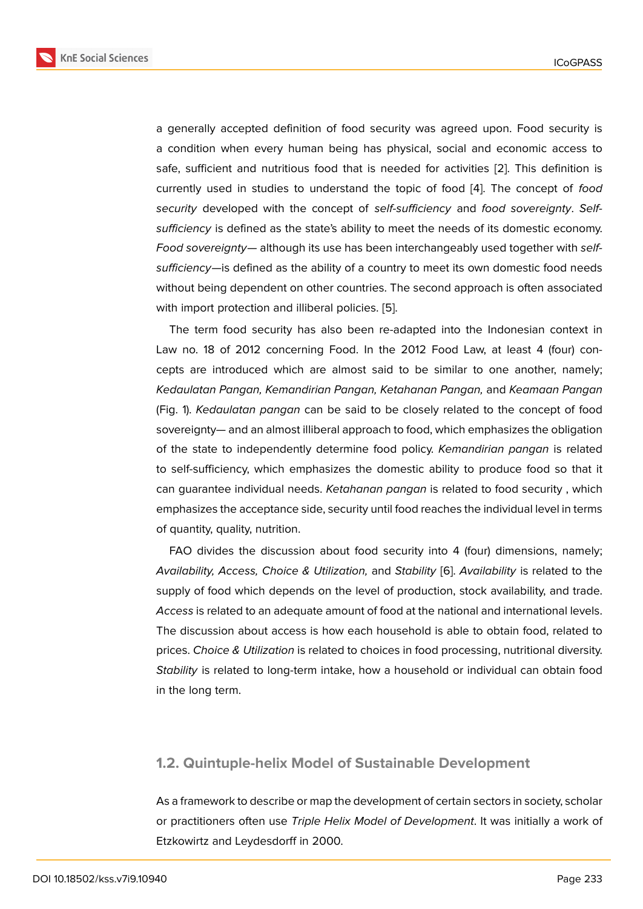a generally accepted definition of food security was agreed upon. Food security is a condition when every human being has physical, social and economic access to safe, sufficient and nutritious food that is needed for activities [2]. This definition is currently used in studies to understand the topic of food [4]. The concept of *food security* developed with the concept of *self-sufficiency* and *food sovereignty*. *Self-sufficiency* is defined as the state's ability to meet the needs of its domestic economy. *Food sovereignty*— although its use has been interchangeably used together with *self-sufficiency*—is defined as the ability of a country to meet its own domestic food needs without being dependent on other countries. The second approach is often associated with import protection and illiberal policies. [5].

The term food security has also been re-adapted into the Indonesian context in Law no. 18 of 2012 concerning Food. In the 2012 Food Law, at least 4 (four) concepts are introduced which are almost said to be similar to one another, namely; *Kedaulatan Pangan, Kemandirian Pangan, Ketahanan Pangan,* and *Keamaan Pangan* (Fig. 1). *Kedaulatan pangan* can be said to be closely related to the concept of food sovereignty— and an almost illiberal approach to food, which emphasizes the obligation of the state to independently determine food policy. *Kemandirian pangan* is related to self-sufficiency, which emphasizes the domestic ability to produce food so that it can guarantee individual needs. *Ketahanan pangan* is related to food security , which emphasizes the acceptance side, security until food reaches the individual level in terms of quantity, quality, nutrition.

FAO divides the discussion about food security into 4 (four) dimensions, namely; *Availability, Access, Choice & Utilization,* and *Stability* [6]. *Availability* is related to the supply of food which depends on the level of production, stock availability, and trade. *Access* is related to an adequate amount of food at the national and international levels. The discussion about access is how each household is able to obtain food, related to prices. *Choice & Utilization* is related to choices in food processing, nutritional diversity. *Stability* is related to long-term intake, how a household or individual can obtain food in the long term.

## 1.2. Quintuple-helix Model of Sustainable Development

As a framework to describe or map the development of certain sectors in society, scholar or practitioners often use *Triple Helix Model of Development*. It was initially a work of Etzkowirtz and Leydesdorff in 2000.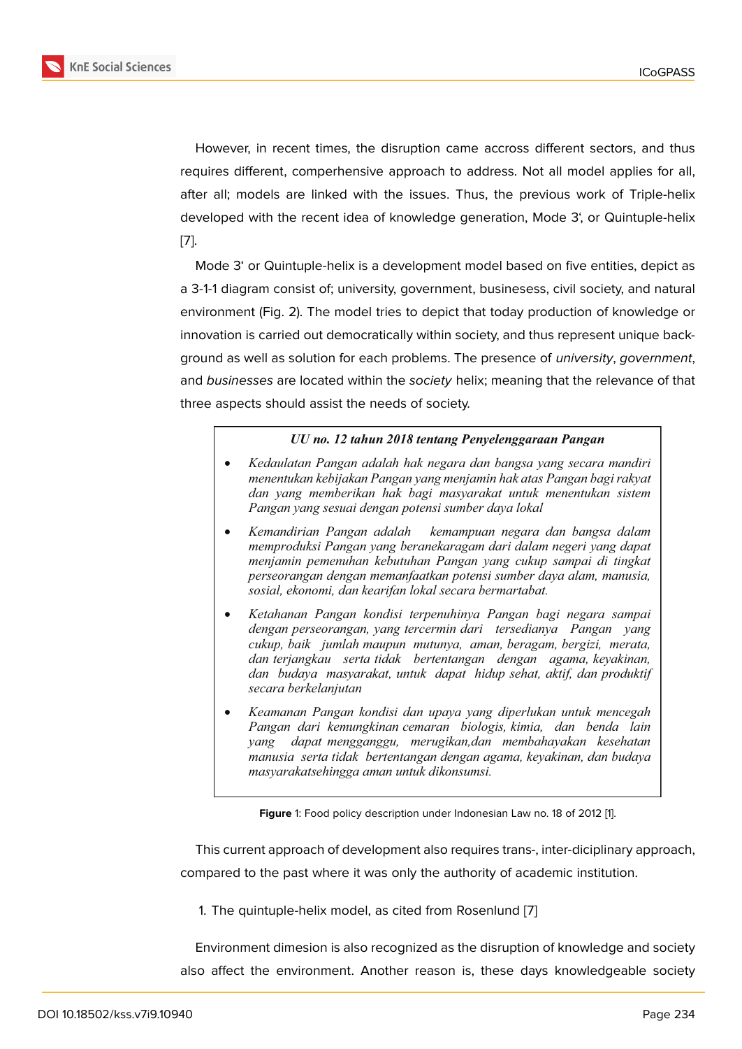However, in recent times, the disruption came accross different sectors, and thus requires different, comperhensive approach to address. Not all model applies for all, after all; models are linked with the issues. Thus, the previous work of Triple-helix developed with the recent idea of knowledge generation, Mode 3', or Quintuple-helix [7].

Mode 3' or Quintuple-helix is a development model based on five entities, depict as a 3-1-1 diagram consist of; university, government, businesess, civil society, and natural environment (Fig. 2). The model tries to depict that today production of knowledge or innovation is carried out democratically within society, and thus represent unique background as well as solution for each problems. The presence of *university*, *government*, and *businesses* are located within the *society* helix; meaning that the relevance of that three aspects should assist the needs of society.

> ***UU no. 12 tahun 2018 tentang Penyelenggaraan Pangan***
>
> - *Kedaulatan Pangan adalah hak negara dan bangsa yang secara mandiri menentukan kebijakan Pangan yang menjamin hak atas Pangan bagi rakyat dan yang memberikan hak bagi masyarakat untuk menentukan sistem Pangan yang sesuai dengan potensi sumber daya lokal*
> - *Kemandirian Pangan adalah kemampuan negara dan bangsa dalam memproduksi Pangan yang beranekaragam dari dalam negeri yang dapat menjamin pemenuhan kebutuhan Pangan yang cukup sampai di tingkat perseorangan dengan memanfaatkan potensi sumber daya alam, manusia, sosial, ekonomi, dan kearifan lokal secara bermartabat.*
> - *Ketahanan Pangan kondisi terpenuhinya Pangan bagi negara sampai dengan perseorangan, yang tercermin dari tersedianya Pangan yang cukup, baik jumlah maupun mutunya, aman, beragam, bergizi, merata, dan terjangkau serta tidak bertentangan dengan agama, keyakinan, dan budaya masyarakat, untuk dapat hidup sehat, aktif, dan produktif secara berkelanjutan*
> - *Keamanan Pangan kondisi dan upaya yang diperlukan untuk mencegah Pangan dari kemungkinan cemaran biologis, kimia, dan benda lain yang dapat mengganggu, merugikan,dan membahayakan kesehatan manusia serta tidak bertentangan dengan agama, keyakinan, dan budaya masyarakatsehingga aman untuk dikonsumsi.*

**Figure** 1: Food policy description under Indonesian Law no. 18 of 2012 [1].

This current approach of development also requires trans-, inter-diciplinary approach, compared to the past where it was only the authority of academic institution.

1. The quintuple-helix model, as cited from Rosenlund [7]

Environment dimesion is also recognized as the disruption of knowledge and society also affect the environment. Another reason is, these days knowledgeable society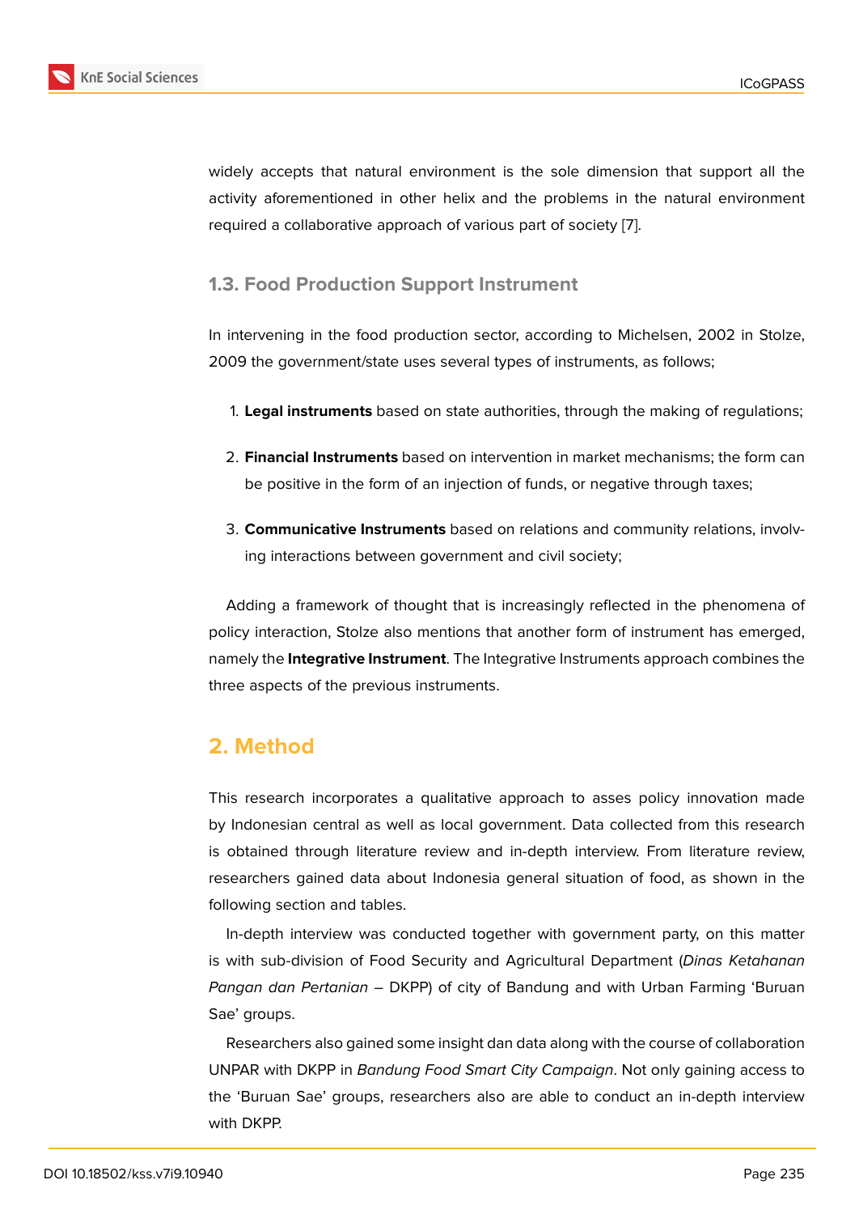widely accepts that natural environment is the sole dimension that support all the activity aforementioned in other helix and the problems in the natural environment required a collaborative approach of various part of society [7].

### 1.3. Food Production Support Instrument

In intervening in the food production sector, according to Michelsen, 2002 in Stolze, 2009 the government/state uses several types of instruments, as follows;

1. **Legal instruments** based on state authorities, through the making of regulations;
2. **Financial Instruments** based on intervention in market mechanisms; the form can be positive in the form of an injection of funds, or negative through taxes;
3. **Communicative Instruments** based on relations and community relations, involving interactions between government and civil society;

Adding a framework of thought that is increasingly reflected in the phenomena of policy interaction, Stolze also mentions that another form of instrument has emerged, namely the **Integrative Instrument**. The Integrative Instruments approach combines the three aspects of the previous instruments.

## 2. Method

This research incorporates a qualitative approach to asses policy innovation made by Indonesian central as well as local government. Data collected from this research is obtained through literature review and in-depth interview. From literature review, researchers gained data about Indonesia general situation of food, as shown in the following section and tables.

In-depth interview was conducted together with government party, on this matter is with sub-division of Food Security and Agricultural Department (*Dinas Ketahanan Pangan dan Pertanian* – DKPP) of city of Bandung and with Urban Farming 'Buruan Sae' groups.

Researchers also gained some insight dan data along with the course of collaboration UNPAR with DKPP in *Bandung Food Smart City Campaign*. Not only gaining access to the 'Buruan Sae' groups, researchers also are able to conduct an in-depth interview with DKPP.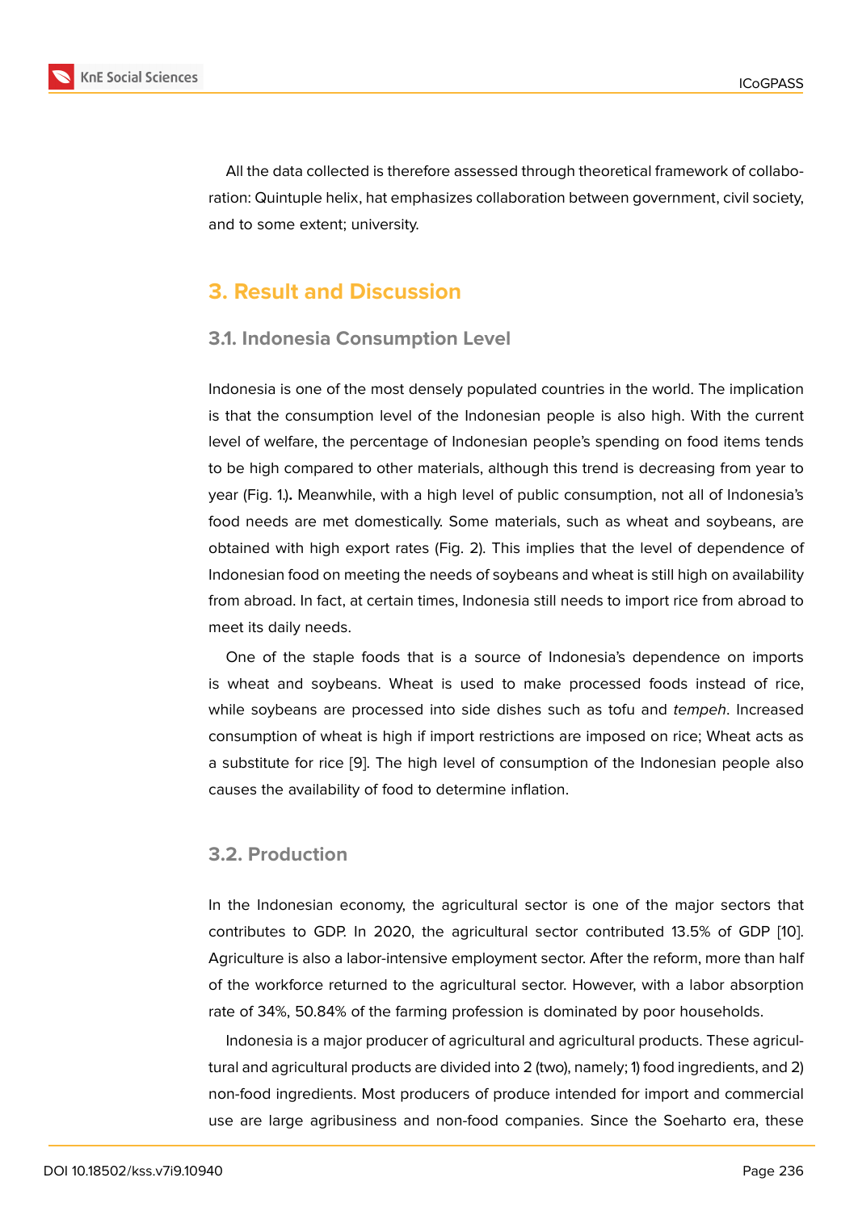All the data collected is therefore assessed through theoretical framework of collaboration: Quintuple helix, hat emphasizes collaboration between government, civil society, and to some extent; university.

## 3. Result and Discussion

### 3.1. Indonesia Consumption Level

Indonesia is one of the most densely populated countries in the world. The implication is that the consumption level of the Indonesian people is also high. With the current level of welfare, the percentage of Indonesian people's spending on food items tends to be high compared to other materials, although this trend is decreasing from year to year (Fig. 1)**.** Meanwhile, with a high level of public consumption, not all of Indonesia's food needs are met domestically. Some materials, such as wheat and soybeans, are obtained with high export rates (Fig. 2). This implies that the level of dependence of Indonesian food on meeting the needs of soybeans and wheat is still high on availability from abroad. In fact, at certain times, Indonesia still needs to import rice from abroad to meet its daily needs.

One of the staple foods that is a source of Indonesia's dependence on imports is wheat and soybeans. Wheat is used to make processed foods instead of rice, while soybeans are processed into side dishes such as tofu and *tempeh*. Increased consumption of wheat is high if import restrictions are imposed on rice; Wheat acts as a substitute for rice [9]. The high level of consumption of the Indonesian people also causes the availability of food to determine inflation.

### 3.2. Production

In the Indonesian economy, the agricultural sector is one of the major sectors that contributes to GDP. In 2020, the agricultural sector contributed 13.5% of GDP [10]. Agriculture is also a labor-intensive employment sector. After the reform, more than half of the workforce returned to the agricultural sector. However, with a labor absorption rate of 34%, 50.84% of the farming profession is dominated by poor households.

Indonesia is a major producer of agricultural and agricultural products. These agricultural and agricultural products are divided into 2 (two), namely; 1) food ingredients, and 2) non-food ingredients. Most producers of produce intended for import and commercial use are large agribusiness and non-food companies. Since the Soeharto era, these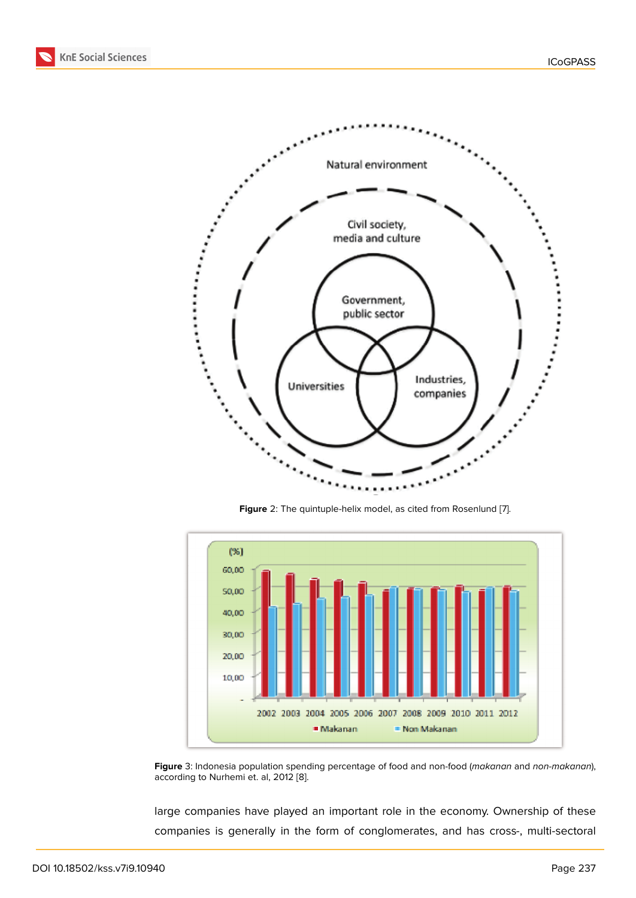**Figure** 2: The quintuple-helix model, as cited from Rosenlund [7].

**Figure** 3: Indonesia population spending percentage of food and non-food (*makanan* and *non-makanan*), according to Nurhemi et. al, 2012 [8].

large companies have played an important role in the economy. Ownership of these companies is generally in the form of conglomerates, and has cross-, multi-sectoral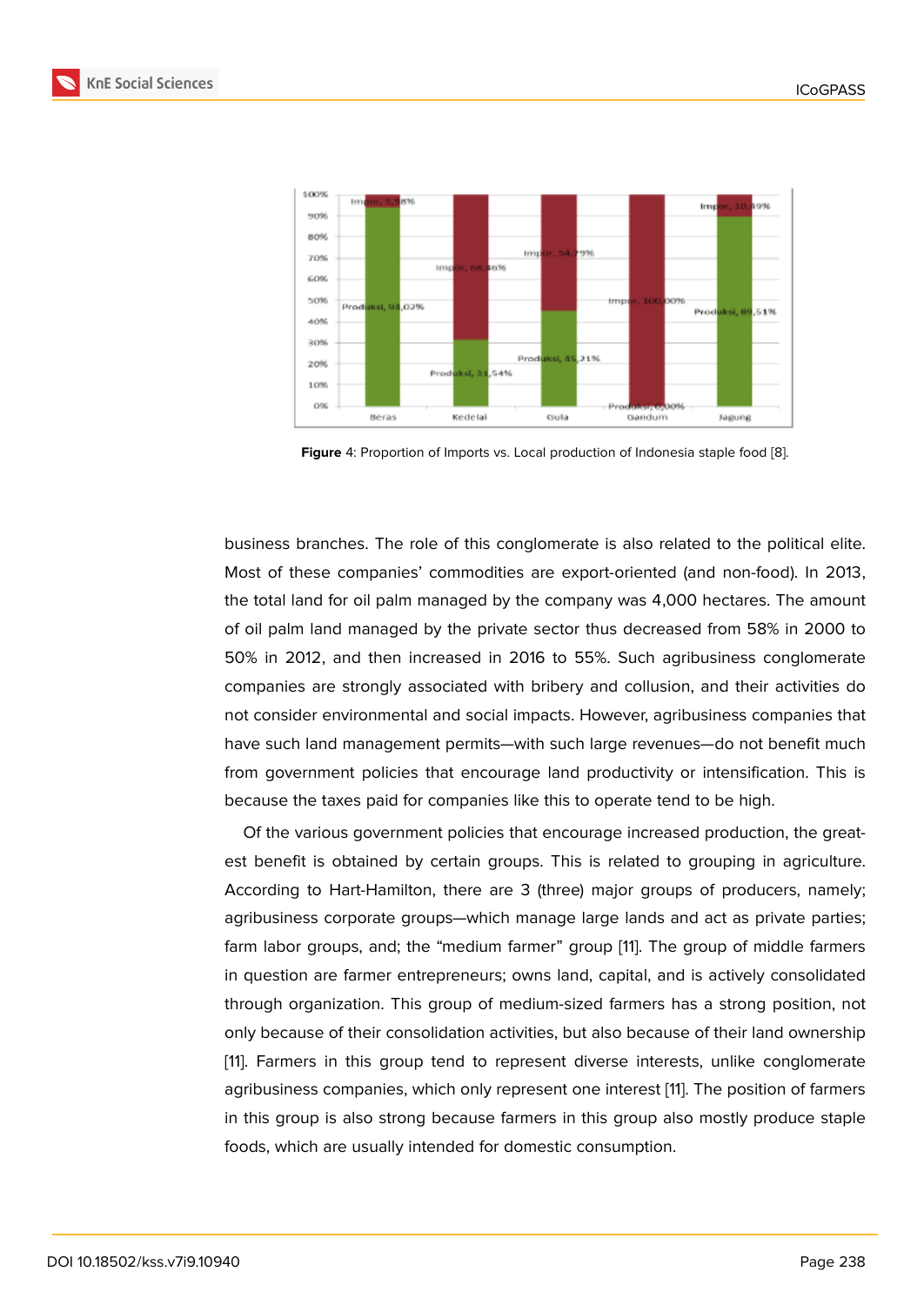Figure 4: Proportion of Imports vs. Local production of Indonesia staple food [8].

business branches. The role of this conglomerate is also related to the political elite. Most of these companies' commodities are export-oriented (and non-food). In 2013, the total land for oil palm managed by the company was 4,000 hectares. The amount of oil palm land managed by the private sector thus decreased from 58% in 2000 to 50% in 2012, and then increased in 2016 to 55%. Such agribusiness conglomerate companies are strongly associated with bribery and collusion, and their activities do not consider environmental and social impacts. However, agribusiness companies that have such land management permits—with such large revenues—do not benefit much from government policies that encourage land productivity or intensification. This is because the taxes paid for companies like this to operate tend to be high.

Of the various government policies that encourage increased production, the greatest benefit is obtained by certain groups. This is related to grouping in agriculture. According to Hart-Hamilton, there are 3 (three) major groups of producers, namely; agribusiness corporate groups—which manage large lands and act as private parties; farm labor groups, and; the "medium farmer" group [11]. The group of middle farmers in question are farmer entrepreneurs; owns land, capital, and is actively consolidated through organization. This group of medium-sized farmers has a strong position, not only because of their consolidation activities, but also because of their land ownership [11]. Farmers in this group tend to represent diverse interests, unlike conglomerate agribusiness companies, which only represent one interest [11]. The position of farmers in this group is also strong because farmers in this group also mostly produce staple foods, which are usually intended for domestic consumption.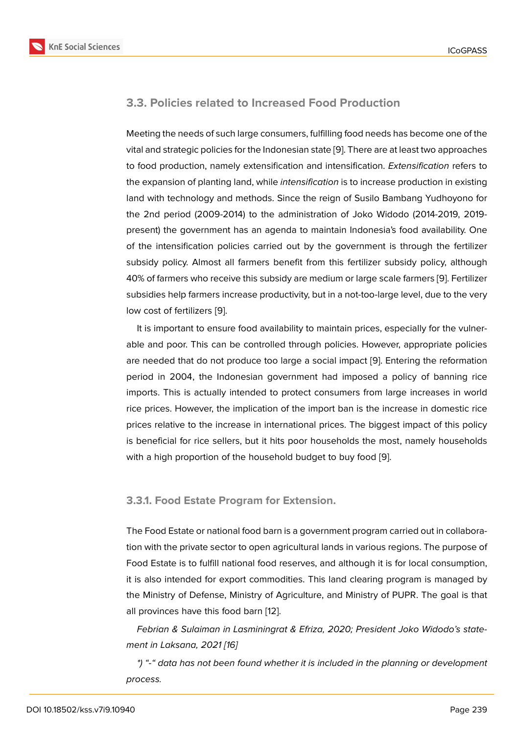### 3.3. Policies related to Increased Food Production

Meeting the needs of such large consumers, fulfilling food needs has become one of the vital and strategic policies for the Indonesian state [9]. There are at least two approaches to food production, namely extensification and intensification. *Extensification* refers to the expansion of planting land, while *intensification* is to increase production in existing land with technology and methods. Since the reign of Susilo Bambang Yudhoyono for the 2nd period (2009-2014) to the administration of Joko Widodo (2014-2019, 2019-present) the government has an agenda to maintain Indonesia's food availability. One of the intensification policies carried out by the government is through the fertilizer subsidy policy. Almost all farmers benefit from this fertilizer subsidy policy, although 40% of farmers who receive this subsidy are medium or large scale farmers [9]. Fertilizer subsidies help farmers increase productivity, but in a not-too-large level, due to the very low cost of fertilizers [9].

It is important to ensure food availability to maintain prices, especially for the vulnerable and poor. This can be controlled through policies. However, appropriate policies are needed that do not produce too large a social impact [9]. Entering the reformation period in 2004, the Indonesian government had imposed a policy of banning rice imports. This is actually intended to protect consumers from large increases in world rice prices. However, the implication of the import ban is the increase in domestic rice prices relative to the increase in international prices. The biggest impact of this policy is beneficial for rice sellers, but it hits poor households the most, namely households with a high proportion of the household budget to buy food [9].

#### 3.3.1. Food Estate Program for Extension.

The Food Estate or national food barn is a government program carried out in collaboration with the private sector to open agricultural lands in various regions. The purpose of Food Estate is to fulfill national food reserves, and although it is for local consumption, it is also intended for export commodities. This land clearing program is managed by the Ministry of Defense, Ministry of Agriculture, and Ministry of PUPR. The goal is that all provinces have this food barn [12].

*Febrian & Sulaiman in Lasminingrat & Efriza, 2020; President Joko Widodo's statement in Laksana, 2021 [16]*

*\*) "-" data has not been found whether it is included in the planning or development process.*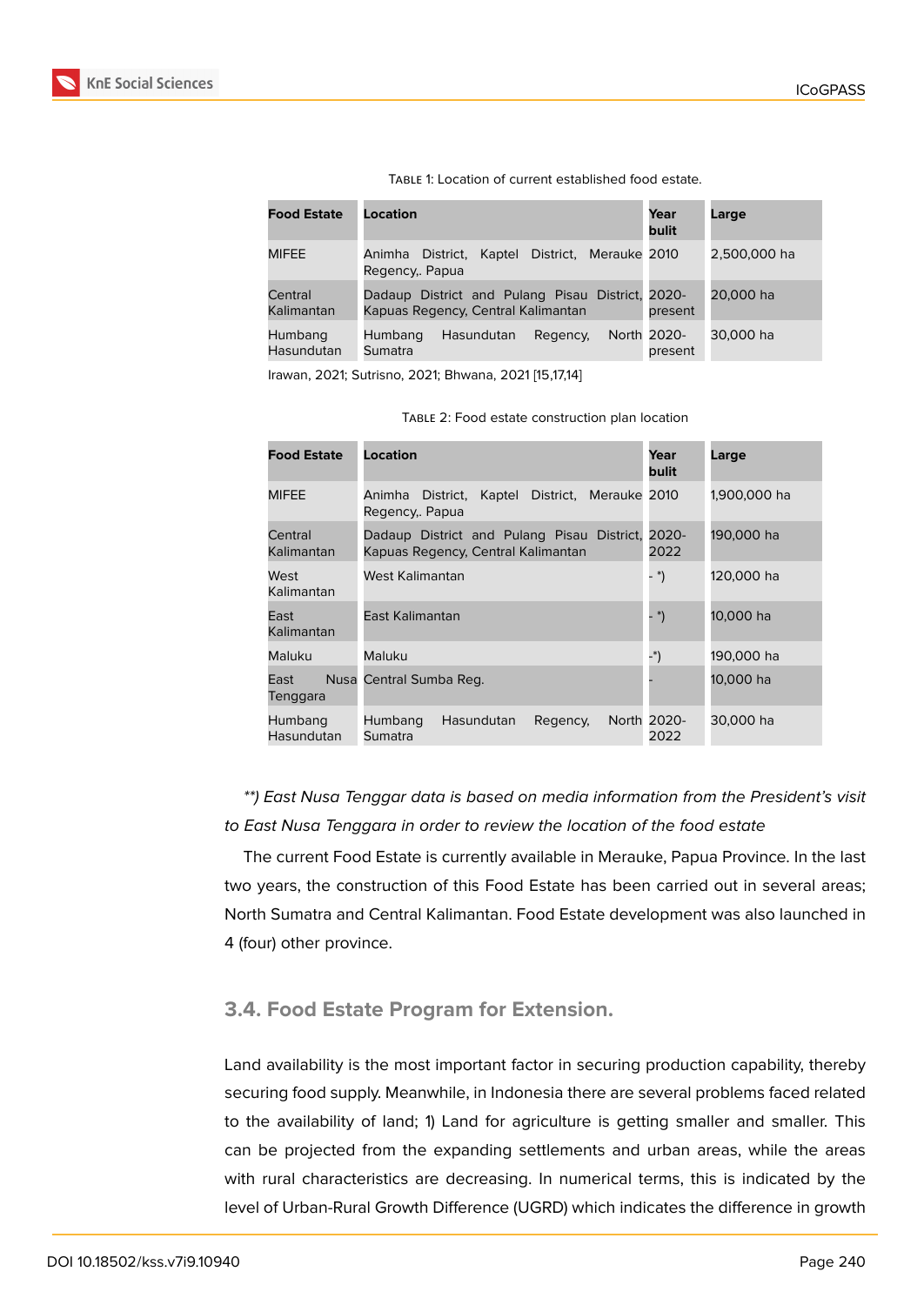Table 1: Location of current established food estate.

| Food Estate | Location | Year bulit | Large |
| --- | --- | --- | --- |
| MIFEE | Animha District, Kaptel District, Merauke Regency,. Papua | 2010 | 2,500,000 ha |
| Central Kalimantan | Dadaup District and Pulang Pisau District, Kapuas Regency, Central Kalimantan | 2020-present | 20,000 ha |
| Humbang Hasundutan | Humbang Hasundutan Regency, North Sumatra | 2020-present | 30,000 ha |

Irawan, 2021; Sutrisno, 2021; Bhwana, 2021 [15,17,14]

Table 2: Food estate construction plan location

| Food Estate | Location | Year bulit | Large |
| --- | --- | --- | --- |
| MIFEE | Animha District, Kaptel District, Merauke Regency,. Papua | 2010 | 1,900,000 ha |
| Central Kalimantan | Dadaup District and Pulang Pisau District, Kapuas Regency, Central Kalimantan | 2020-2022 | 190,000 ha |
| West Kalimantan | West Kalimantan | - *) | 120,000 ha |
| East Kalimantan | East Kalimantan | - *) | 10,000 ha |
| Maluku | Maluku | -*) | 190,000 ha |
| East Nusa Tenggara | Central Sumba Reg. | - | 10,000 ha |
| Humbang Hasundutan | Humbang Hasundutan Regency, North Sumatra | 2020-2022 | 30,000 ha |

*\*\*) East Nusa Tenggar data is based on media information from the President's visit to East Nusa Tenggara in order to review the location of the food estate*

The current Food Estate is currently available in Merauke, Papua Province. In the last two years, the construction of this Food Estate has been carried out in several areas; North Sumatra and Central Kalimantan. Food Estate development was also launched in 4 (four) other province.

### 3.4. Food Estate Program for Extension.

Land availability is the most important factor in securing production capability, thereby securing food supply. Meanwhile, in Indonesia there are several problems faced related to the availability of land; 1) Land for agriculture is getting smaller and smaller. This can be projected from the expanding settlements and urban areas, while the areas with rural characteristics are decreasing. In numerical terms, this is indicated by the level of Urban-Rural Growth Difference (UGRD) which indicates the difference in growth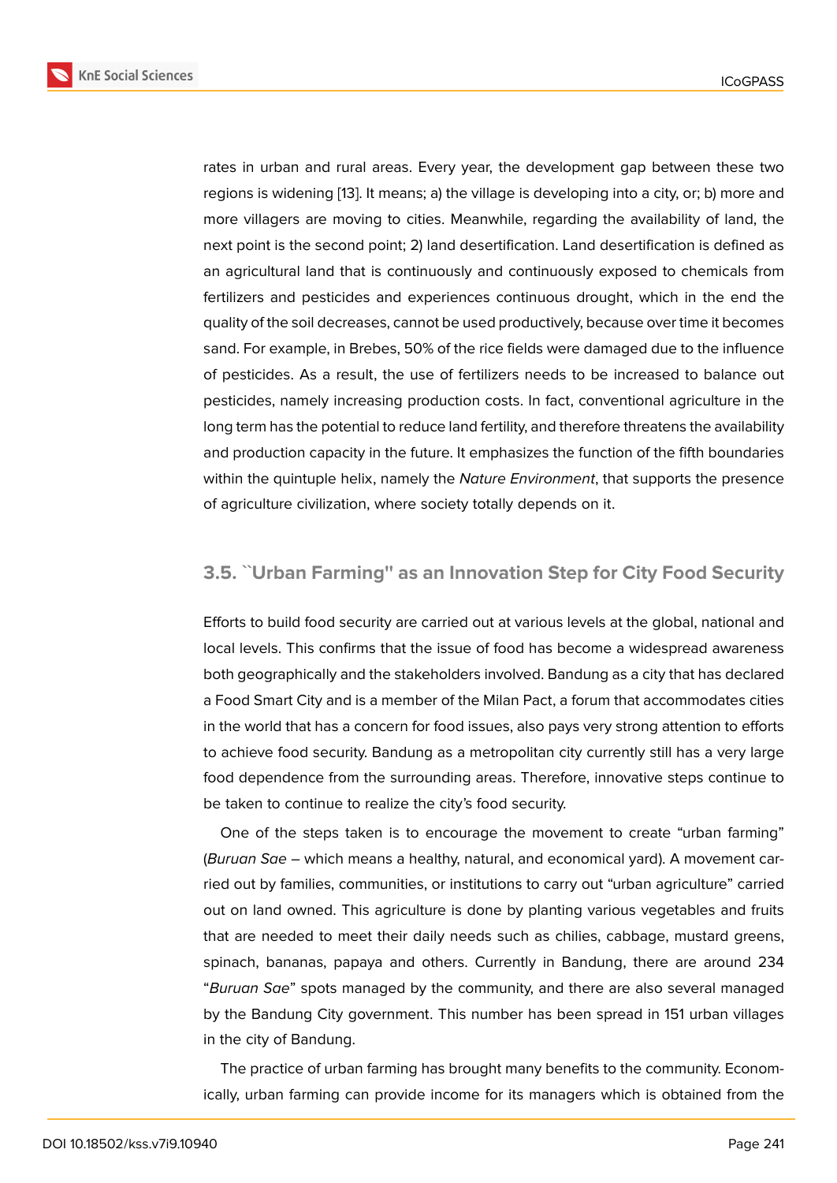rates in urban and rural areas. Every year, the development gap between these two regions is widening [13]. It means; a) the village is developing into a city, or; b) more and more villagers are moving to cities. Meanwhile, regarding the availability of land, the next point is the second point; 2) land desertification. Land desertification is defined as an agricultural land that is continuously and continuously exposed to chemicals from fertilizers and pesticides and experiences continuous drought, which in the end the quality of the soil decreases, cannot be used productively, because over time it becomes sand. For example, in Brebes, 50% of the rice fields were damaged due to the influence of pesticides. As a result, the use of fertilizers needs to be increased to balance out pesticides, namely increasing production costs. In fact, conventional agriculture in the long term has the potential to reduce land fertility, and therefore threatens the availability and production capacity in the future. It emphasizes the function of the fifth boundaries within the quintuple helix, namely the *Nature Environment*, that supports the presence of agriculture civilization, where society totally depends on it.

### 3.5. ``Urban Farming'' as an Innovation Step for City Food Security

Efforts to build food security are carried out at various levels at the global, national and local levels. This confirms that the issue of food has become a widespread awareness both geographically and the stakeholders involved. Bandung as a city that has declared a Food Smart City and is a member of the Milan Pact, a forum that accommodates cities in the world that has a concern for food issues, also pays very strong attention to efforts to achieve food security. Bandung as a metropolitan city currently still has a very large food dependence from the surrounding areas. Therefore, innovative steps continue to be taken to continue to realize the city's food security.

One of the steps taken is to encourage the movement to create "urban farming" (*Buruan Sae* – which means a healthy, natural, and economical yard). A movement carried out by families, communities, or institutions to carry out "urban agriculture" carried out on land owned. This agriculture is done by planting various vegetables and fruits that are needed to meet their daily needs such as chilies, cabbage, mustard greens, spinach, bananas, papaya and others. Currently in Bandung, there are around 234 "*Buruan Sae*" spots managed by the community, and there are also several managed by the Bandung City government. This number has been spread in 151 urban villages in the city of Bandung.

The practice of urban farming has brought many benefits to the community. Economically, urban farming can provide income for its managers which is obtained from the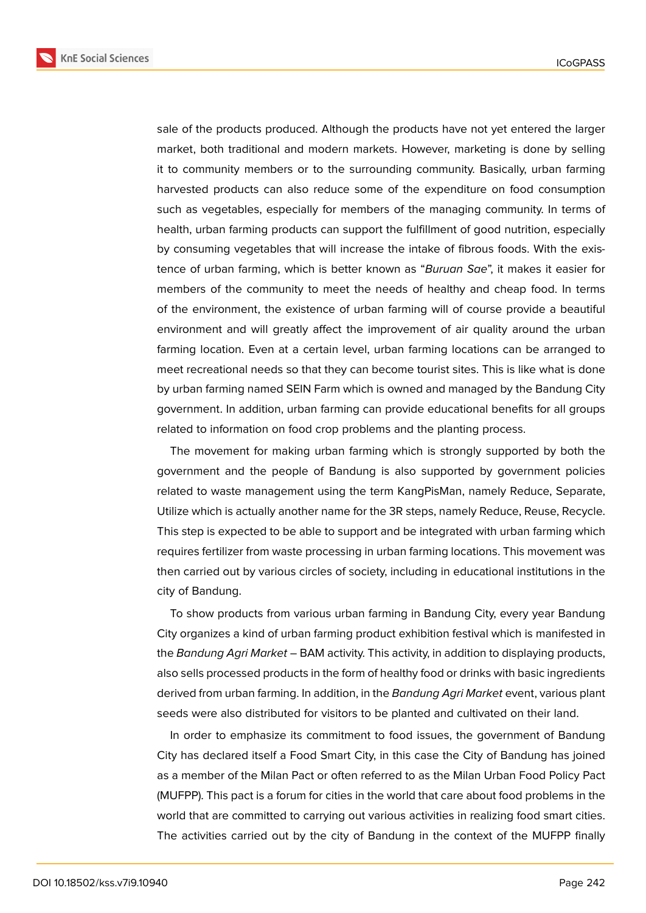sale of the products produced. Although the products have not yet entered the larger market, both traditional and modern markets. However, marketing is done by selling it to community members or to the surrounding community. Basically, urban farming harvested products can also reduce some of the expenditure on food consumption such as vegetables, especially for members of the managing community. In terms of health, urban farming products can support the fulfillment of good nutrition, especially by consuming vegetables that will increase the intake of fibrous foods. With the existence of urban farming, which is better known as "*Buruan Sae*", it makes it easier for members of the community to meet the needs of healthy and cheap food. In terms of the environment, the existence of urban farming will of course provide a beautiful environment and will greatly affect the improvement of air quality around the urban farming location. Even at a certain level, urban farming locations can be arranged to meet recreational needs so that they can become tourist sites. This is like what is done by urban farming named SEIN Farm which is owned and managed by the Bandung City government. In addition, urban farming can provide educational benefits for all groups related to information on food crop problems and the planting process.

The movement for making urban farming which is strongly supported by both the government and the people of Bandung is also supported by government policies related to waste management using the term KangPisMan, namely Reduce, Separate, Utilize which is actually another name for the 3R steps, namely Reduce, Reuse, Recycle. This step is expected to be able to support and be integrated with urban farming which requires fertilizer from waste processing in urban farming locations. This movement was then carried out by various circles of society, including in educational institutions in the city of Bandung.

To show products from various urban farming in Bandung City, every year Bandung City organizes a kind of urban farming product exhibition festival which is manifested in the *Bandung Agri Market* – BAM activity. This activity, in addition to displaying products, also sells processed products in the form of healthy food or drinks with basic ingredients derived from urban farming. In addition, in the *Bandung Agri Market* event, various plant seeds were also distributed for visitors to be planted and cultivated on their land.

In order to emphasize its commitment to food issues, the government of Bandung City has declared itself a Food Smart City, in this case the City of Bandung has joined as a member of the Milan Pact or often referred to as the Milan Urban Food Policy Pact (MUFPP). This pact is a forum for cities in the world that care about food problems in the world that are committed to carrying out various activities in realizing food smart cities. The activities carried out by the city of Bandung in the context of the MUFPP finally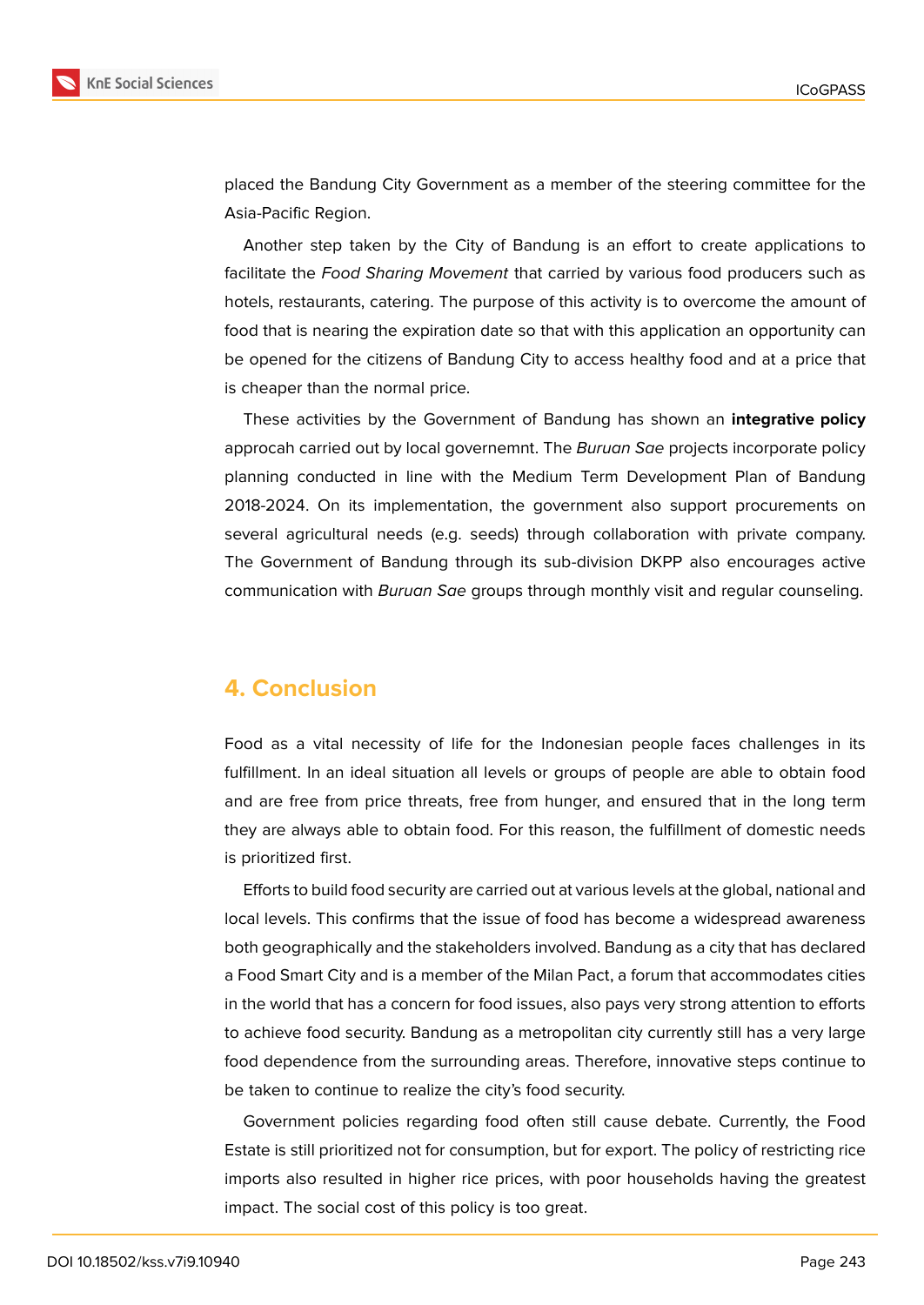placed the Bandung City Government as a member of the steering committee for the Asia-Pacific Region.

Another step taken by the City of Bandung is an effort to create applications to facilitate the *Food Sharing Movement* that carried by various food producers such as hotels, restaurants, catering. The purpose of this activity is to overcome the amount of food that is nearing the expiration date so that with this application an opportunity can be opened for the citizens of Bandung City to access healthy food and at a price that is cheaper than the normal price.

These activities by the Government of Bandung has shown an **integrative policy** approcah carried out by local governemnt. The *Buruan Sae* projects incorporate policy planning conducted in line with the Medium Term Development Plan of Bandung 2018-2024. On its implementation, the government also support procurements on several agricultural needs (e.g. seeds) through collaboration with private company. The Government of Bandung through its sub-division DKPP also encourages active communication with *Buruan Sae* groups through monthly visit and regular counseling.

## 4. Conclusion

Food as a vital necessity of life for the Indonesian people faces challenges in its fulfillment. In an ideal situation all levels or groups of people are able to obtain food and are free from price threats, free from hunger, and ensured that in the long term they are always able to obtain food. For this reason, the fulfillment of domestic needs is prioritized first.

Efforts to build food security are carried out at various levels at the global, national and local levels. This confirms that the issue of food has become a widespread awareness both geographically and the stakeholders involved. Bandung as a city that has declared a Food Smart City and is a member of the Milan Pact, a forum that accommodates cities in the world that has a concern for food issues, also pays very strong attention to efforts to achieve food security. Bandung as a metropolitan city currently still has a very large food dependence from the surrounding areas. Therefore, innovative steps continue to be taken to continue to realize the city's food security.

Government policies regarding food often still cause debate. Currently, the Food Estate is still prioritized not for consumption, but for export. The policy of restricting rice imports also resulted in higher rice prices, with poor households having the greatest impact. The social cost of this policy is too great.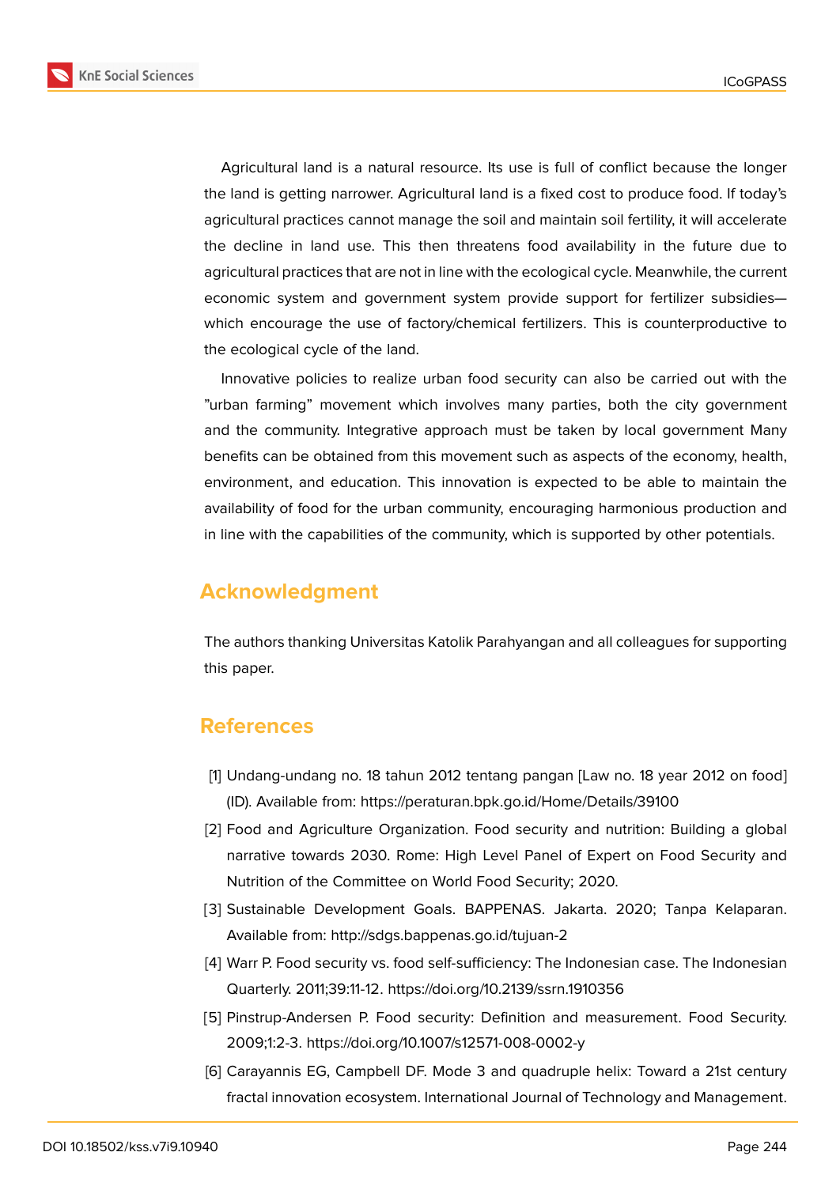Agricultural land is a natural resource. Its use is full of conflict because the longer the land is getting narrower. Agricultural land is a fixed cost to produce food. If today's agricultural practices cannot manage the soil and maintain soil fertility, it will accelerate the decline in land use. This then threatens food availability in the future due to agricultural practices that are not in line with the ecological cycle. Meanwhile, the current economic system and government system provide support for fertilizer subsidies—which encourage the use of factory/chemical fertilizers. This is counterproductive to the ecological cycle of the land.

Innovative policies to realize urban food security can also be carried out with the "urban farming" movement which involves many parties, both the city government and the community. Integrative approach must be taken by local government Many benefits can be obtained from this movement such as aspects of the economy, health, environment, and education. This innovation is expected to be able to maintain the availability of food for the urban community, encouraging harmonious production and in line with the capabilities of the community, which is supported by other potentials.

## Acknowledgment

The authors thanking Universitas Katolik Parahyangan and all colleagues for supporting this paper.

## References

[1] Undang-undang no. 18 tahun 2012 tentang pangan [Law no. 18 year 2012 on food] (ID). Available from: https://peraturan.bpk.go.id/Home/Details/39100

[2] Food and Agriculture Organization. Food security and nutrition: Building a global narrative towards 2030. Rome: High Level Panel of Expert on Food Security and Nutrition of the Committee on World Food Security; 2020.

[3] Sustainable Development Goals. BAPPENAS. Jakarta. 2020; Tanpa Kelaparan. Available from: http://sdgs.bappenas.go.id/tujuan-2

[4] Warr P. Food security vs. food self-sufficiency: The Indonesian case. The Indonesian Quarterly. 2011;39:11-12. https://doi.org/10.2139/ssrn.1910356

[5] Pinstrup-Andersen P. Food security: Definition and measurement. Food Security. 2009;1:2-3. https://doi.org/10.1007/s12571-008-0002-y

[6] Carayannis EG, Campbell DF. Mode 3 and quadruple helix: Toward a 21st century fractal innovation ecosystem. International Journal of Technology and Management.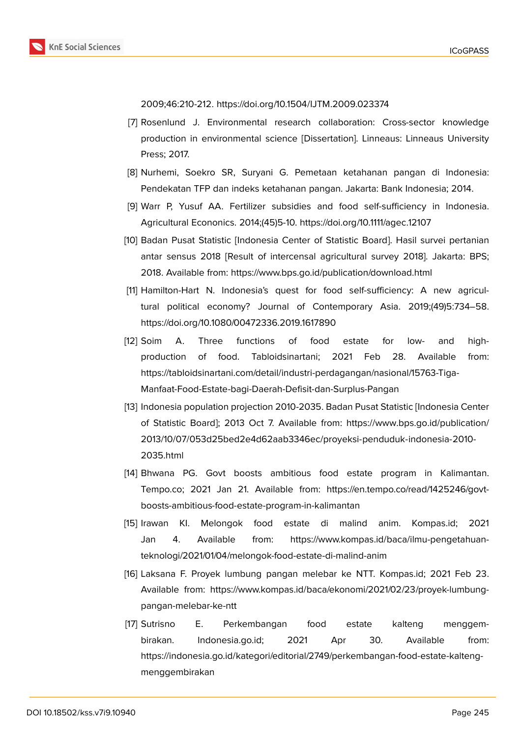2009;46:210-212. https://doi.org/10.1504/IJTM.2009.023374

[7] Rosenlund J. Environmental research collaboration: Cross-sector knowledge production in environmental science [Dissertation]. Linneaus: Linneaus University Press; 2017.

[8] Nurhemi, Soekro SR, Suryani G. Pemetaan ketahanan pangan di Indonesia: Pendekatan TFP dan indeks ketahanan pangan. Jakarta: Bank Indonesia; 2014.

[9] Warr P, Yusuf AA. Fertilizer subsidies and food self-sufficiency in Indonesia. Agricultural Econonics. 2014;(45)5-10. https://doi.org/10.1111/agec.12107

[10] Badan Pusat Statistic [Indonesia Center of Statistic Board]. Hasil survei pertanian antar sensus 2018 [Result of intercensal agricultural survey 2018]. Jakarta: BPS; 2018. Available from: https://www.bps.go.id/publication/download.html

[11] Hamilton-Hart N. Indonesia's quest for food self-sufficiency: A new agricultural political economy? Journal of Contemporary Asia. 2019;(49)5:734–58. https://doi.org/10.1080/00472336.2019.1617890

[12] Soim A. Three functions of food estate for low- and high-production of food. Tabloidsinartani; 2021 Feb 28. Available from: https://tabloidsinartani.com/detail/industri-perdagangan/nasional/15763-Tiga-Manfaat-Food-Estate-bagi-Daerah-Defisit-dan-Surplus-Pangan

[13] Indonesia population projection 2010-2035. Badan Pusat Statistic [Indonesia Center of Statistic Board]; 2013 Oct 7. Available from: https://www.bps.go.id/publication/2013/10/07/053d25bed2e4d62aab3346ec/proyeksi-penduduk-indonesia-2010-2035.html

[14] Bhwana PG. Govt boosts ambitious food estate program in Kalimantan. Tempo.co; 2021 Jan 21. Available from: https://en.tempo.co/read/1425246/govt-boosts-ambitious-food-estate-program-in-kalimantan

[15] Irawan KI. Melongok food estate di malind anim. Kompas.id; 2021 Jan 4. Available from: https://www.kompas.id/baca/ilmu-pengetahuan-teknologi/2021/01/04/melongok-food-estate-di-malind-anim

[16] Laksana F. Proyek lumbung pangan melebar ke NTT. Kompas.id; 2021 Feb 23. Available from: https://www.kompas.id/baca/ekonomi/2021/02/23/proyek-lumbung-pangan-melebar-ke-ntt

[17] Sutrisno E. Perkembangan food estate kalteng menggembirakan. Indonesia.go.id; 2021 Apr 30. Available from: https://indonesia.go.id/kategori/editorial/2749/perkembangan-food-estate-kalteng-menggembirakan